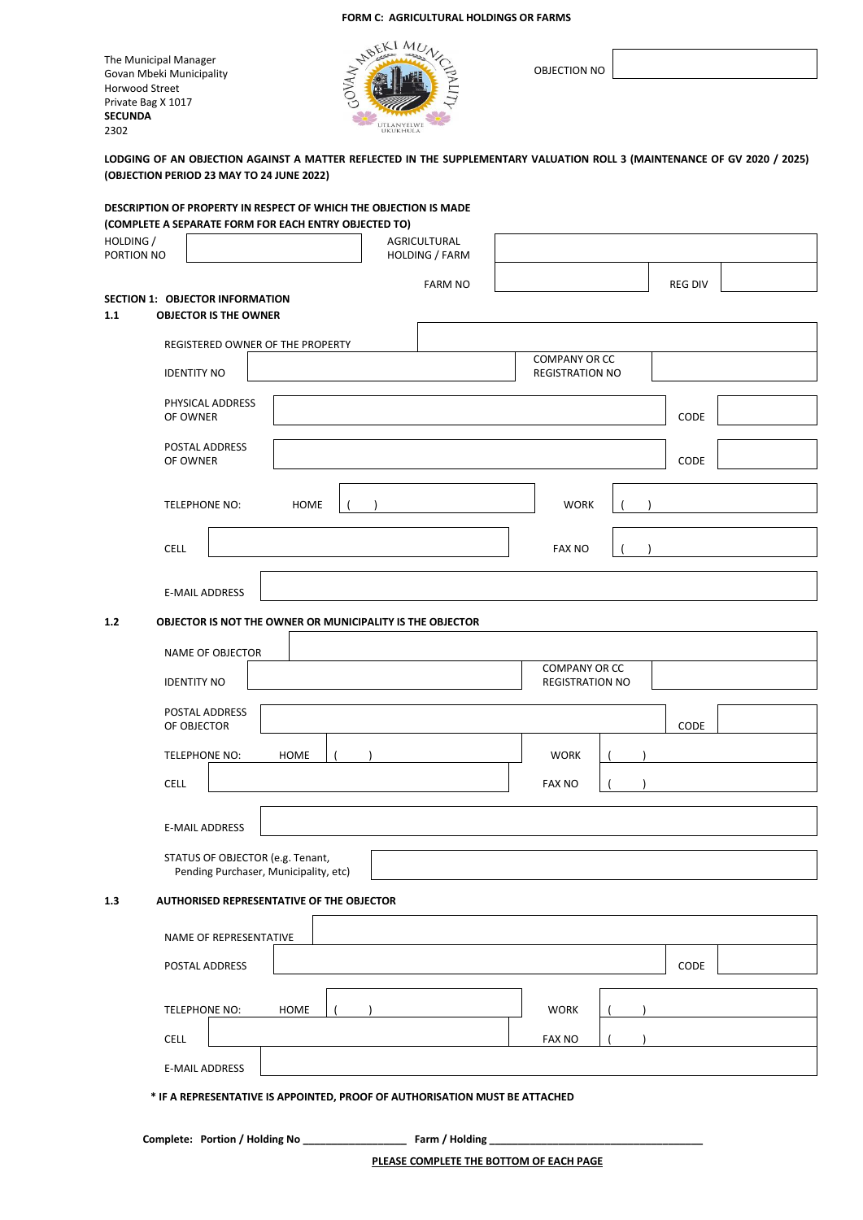**FORM C: AGRICULTURAL HOLDINGS OR FARMS**

The Municipal Manager
Govan Mbeki Municipality
Horwood Street
Private Bag X 1017
**SECUNDA**
2302

OBJECTION NO

**LODGING OF AN OBJECTION AGAINST A MATTER REFLECTED IN THE SUPPLEMENTARY VALUATION ROLL 3 (MAINTENANCE OF GV 2020 / 2025) (OBJECTION PERIOD 23 MAY TO 24 JUNE 2022)**

**DESCRIPTION OF PROPERTY IN RESPECT OF WHICH THE OBJECTION IS MADE**
**(COMPLETE A SEPARATE FORM FOR EACH ENTRY OBJECTED TO)**

| | | | | | |
|---|---|---|---|---|---|
| HOLDING / PORTION NO | | AGRICULTURAL HOLDING / FARM | | | |
| | | FARM NO | | REG DIV | |

**SECTION 1: OBJECTOR INFORMATION**

**1.1 OBJECTOR IS THE OWNER**

| | | | |
|---|---|---|---|
| REGISTERED OWNER OF THE PROPERTY | | | |
| IDENTITY NO | | COMPANY OR CC REGISTRATION NO | |
| PHYSICAL ADDRESS OF OWNER | | CODE | |
| POSTAL ADDRESS OF OWNER | | CODE | |
| TELEPHONE NO: HOME | ( ) | WORK | ( ) |
| CELL | | FAX NO | ( ) |
| E-MAIL ADDRESS | | | |

**1.2 OBJECTOR IS NOT THE OWNER OR MUNICIPALITY IS THE OBJECTOR**

| | | | |
|---|---|---|---|
| NAME OF OBJECTOR | | | |
| IDENTITY NO | | COMPANY OR CC REGISTRATION NO | |
| POSTAL ADDRESS OF OBJECTOR | | CODE | |
| TELEPHONE NO: HOME | ( ) | WORK | ( ) |
| CELL | | FAX NO | ( ) |
| E-MAIL ADDRESS | | | |
| STATUS OF OBJECTOR (e.g. Tenant, Pending Purchaser, Municipality, etc) | | | |

**1.3 AUTHORISED REPRESENTATIVE OF THE OBJECTOR**

| | | | |
|---|---|---|---|
| NAME OF REPRESENTATIVE | | | |
| POSTAL ADDRESS | | CODE | |
| TELEPHONE NO: HOME | ( ) | WORK | ( ) |
| CELL | | FAX NO | ( ) |
| E-MAIL ADDRESS | | | |

**\* IF A REPRESENTATIVE IS APPOINTED, PROOF OF AUTHORISATION MUST BE ATTACHED**

**Complete: Portion / Holding No __________________ Farm / Holding ______________________________________**

**PLEASE COMPLETE THE BOTTOM OF EACH PAGE**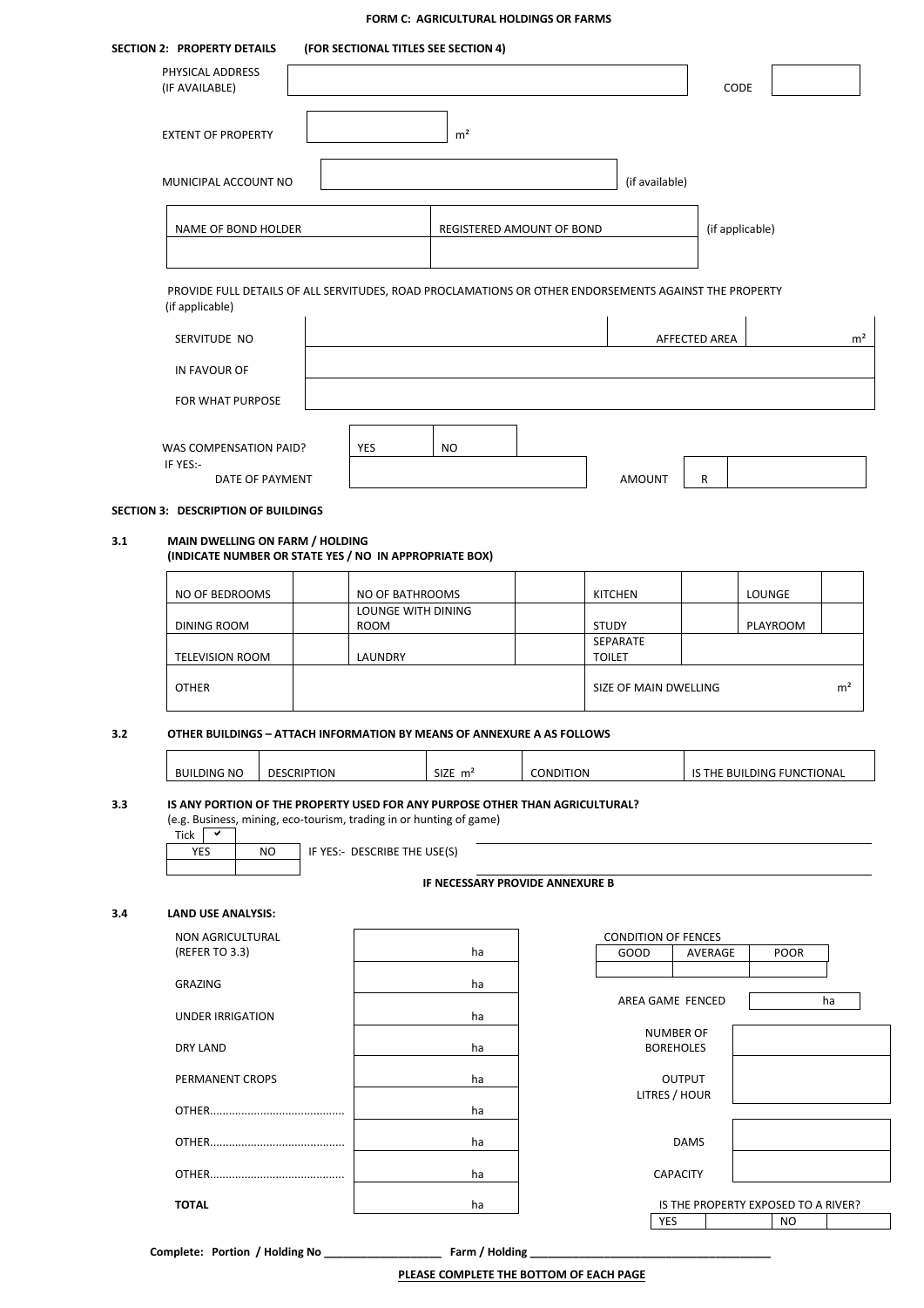# FORM C: AGRICULTURAL HOLDINGS OR FARMS

## SECTION 2: PROPERTY DETAILS (FOR SECTIONAL TITLES SEE SECTION 4)

| | | | |
|---|---|---|---|
| PHYSICAL ADDRESS (IF AVAILABLE) | | CODE | |

EXTENT OF PROPERTY ____________ m²

MUNICIPAL ACCOUNT NO ____________ (if available)

| NAME OF BOND HOLDER | REGISTERED AMOUNT OF BOND |
|---|---|
| | |

(if applicable)

PROVIDE FULL DETAILS OF ALL SERVITUDES, ROAD PROCLAMATIONS OR OTHER ENDORSEMENTS AGAINST THE PROPERTY (if applicable)

| | | | |
|---|---|---|---|
| SERVITUDE NO | | AFFECTED AREA | m² |
| IN FAVOUR OF | | | |
| FOR WHAT PURPOSE | | | |

WAS COMPENSATION PAID? | YES | NO |

IF YES:-

DATE OF PAYMENT ____________ AMOUNT R ____________

## SECTION 3: DESCRIPTION OF BUILDINGS

### 3.1 MAIN DWELLING ON FARM / HOLDING
**(INDICATE NUMBER OR STATE YES / NO IN APPROPRIATE BOX)**

| | | | | | | | |
|---|---|---|---|---|---|---|---|
| NO OF BEDROOMS | | NO OF BATHROOMS | | KITCHEN | | LOUNGE | |
| DINING ROOM | | LOUNGE WITH DINING ROOM | | STUDY | | PLAYROOM | |
| TELEVISION ROOM | | LAUNDRY | | SEPARATE TOILET | | | |
| OTHER | | | | SIZE OF MAIN DWELLING | | | m² |

### 3.2 OTHER BUILDINGS – ATTACH INFORMATION BY MEANS OF ANNEXURE A AS FOLLOWS

| BUILDING NO | DESCRIPTION | SIZE m² | CONDITION | IS THE BUILDING FUNCTIONAL |
|---|---|---|---|---|

### 3.3 IS ANY PORTION OF THE PROPERTY USED FOR ANY PURPOSE OTHER THAN AGRICULTURAL?
(e.g. Business, mining, eco-tourism, trading in or hunting of game)

Tick ✔

| YES | NO |
|---|---|
| | |

IF YES:- DESCRIBE THE USE(S) ____________

**IF NECESSARY PROVIDE ANNEXURE B**

### 3.4 LAND USE ANALYSIS:

| | |
|---|---|
| NON AGRICULTURAL (REFER TO 3.3) | ha |
| GRAZING | ha |
| UNDER IRRIGATION | ha |
| DRY LAND | ha |
| PERMANENT CROPS | ha |
| OTHER........................................... | ha |
| OTHER........................................... | ha |
| OTHER........................................... | ha |
| **TOTAL** | ha |

CONDITION OF FENCES

| GOOD | AVERAGE | POOR |
|---|---|---|
| | | |

AREA GAME FENCED ____________ ha

| | |
|---|---|
| NUMBER OF BOREHOLES | |
| OUTPUT LITRES / HOUR | |
| DAMS | |
| CAPACITY | |

IS THE PROPERTY EXPOSED TO A RIVER?

| YES | | NO | |
|---|---|---|---|

**Complete: Portion / Holding No** ____________________ **Farm / Holding** ____________________________________________

**PLEASE COMPLETE THE BOTTOM OF EACH PAGE**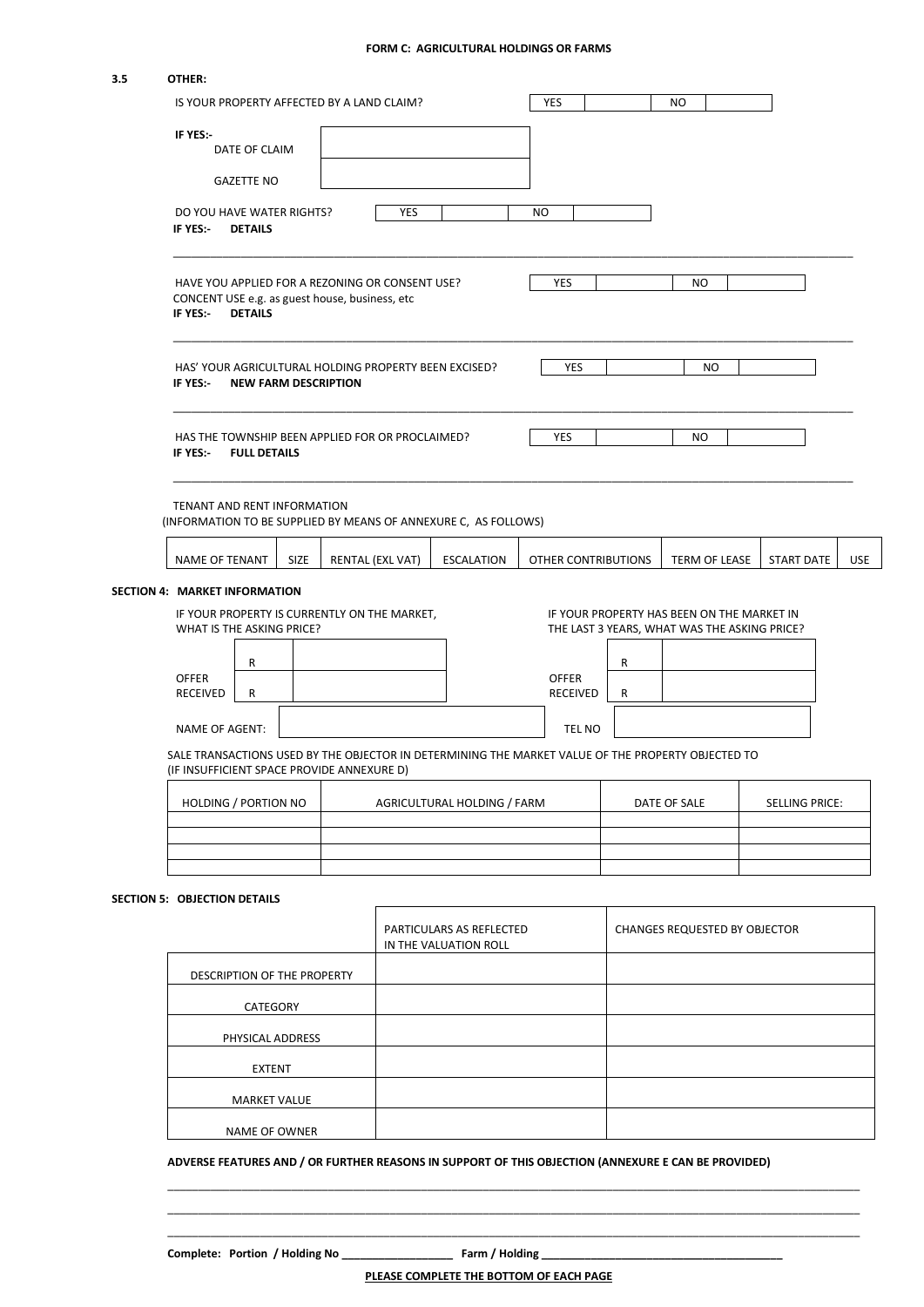**FORM C: AGRICULTURAL HOLDINGS OR FARMS**

**3.5 OTHER:**

IS YOUR PROPERTY AFFECTED BY A LAND CLAIM? | YES | | NO | |

**IF YES:-**

| DATE OF CLAIM | |
|---|---|
| GAZETTE NO | |

DO YOU HAVE WATER RIGHTS? | YES | | NO | |

**IF YES:- DETAILS**

\_\_\_\_\_\_\_\_\_\_\_\_\_\_\_\_\_\_\_\_\_\_\_\_\_\_\_\_\_\_\_\_\_\_\_\_\_\_\_\_\_\_\_\_\_\_\_\_\_\_\_\_\_\_\_\_\_\_\_\_\_\_\_\_\_\_\_\_\_\_\_\_\_\_\_\_\_\_

HAVE YOU APPLIED FOR A REZONING OR CONSENT USE? | YES | | NO | |

CONCENT USE e.g. as guest house, business, etc

**IF YES:- DETAILS**

\_\_\_\_\_\_\_\_\_\_\_\_\_\_\_\_\_\_\_\_\_\_\_\_\_\_\_\_\_\_\_\_\_\_\_\_\_\_\_\_\_\_\_\_\_\_\_\_\_\_\_\_\_\_\_\_\_\_\_\_\_\_\_\_\_\_\_\_\_\_\_\_\_\_\_\_\_\_

HAS' YOUR AGRICULTURAL HOLDING PROPERTY BEEN EXCISED? | YES | | NO | |

**IF YES:- NEW FARM DESCRIPTION**

\_\_\_\_\_\_\_\_\_\_\_\_\_\_\_\_\_\_\_\_\_\_\_\_\_\_\_\_\_\_\_\_\_\_\_\_\_\_\_\_\_\_\_\_\_\_\_\_\_\_\_\_\_\_\_\_\_\_\_\_\_\_\_\_\_\_\_\_\_\_\_\_\_\_\_\_\_\_

HAS THE TOWNSHIP BEEN APPLIED FOR OR PROCLAIMED? | YES | | NO | |

**IF YES:- FULL DETAILS**

\_\_\_\_\_\_\_\_\_\_\_\_\_\_\_\_\_\_\_\_\_\_\_\_\_\_\_\_\_\_\_\_\_\_\_\_\_\_\_\_\_\_\_\_\_\_\_\_\_\_\_\_\_\_\_\_\_\_\_\_\_\_\_\_\_\_\_\_\_\_\_\_\_\_\_\_\_\_

TENANT AND RENT INFORMATION

(INFORMATION TO BE SUPPLIED BY MEANS OF ANNEXURE C, AS FOLLOWS)

| NAME OF TENANT | SIZE | RENTAL (EXL VAT) | ESCALATION | OTHER CONTRIBUTIONS | TERM OF LEASE | START DATE | USE |
|---|---|---|---|---|---|---|---|

**SECTION 4: MARKET INFORMATION**

IF YOUR PROPERTY IS CURRENTLY ON THE MARKET, WHAT IS THE ASKING PRICE?

| | R | |
|---|---|---|
| OFFER RECEIVED | R | |

IF YOUR PROPERTY HAS BEEN ON THE MARKET IN THE LAST 3 YEARS, WHAT WAS THE ASKING PRICE?

| | R | |
|---|---|---|
| OFFER RECEIVED | R | |

NAME OF AGENT: | | TEL NO | |

SALE TRANSACTIONS USED BY THE OBJECTOR IN DETERMINING THE MARKET VALUE OF THE PROPERTY OBJECTED TO
(IF INSUFFICIENT SPACE PROVIDE ANNEXURE D)

| HOLDING / PORTION NO | AGRICULTURAL HOLDING / FARM | DATE OF SALE | SELLING PRICE: |
|---|---|---|---|
| | | | |
| | | | |
| | | | |
| | | | |

**SECTION 5: OBJECTION DETAILS**

| | PARTICULARS AS REFLECTED IN THE VALUATION ROLL | CHANGES REQUESTED BY OBJECTOR |
|---|---|---|
| DESCRIPTION OF THE PROPERTY | | |
| CATEGORY | | |
| PHYSICAL ADDRESS | | |
| EXTENT | | |
| MARKET VALUE | | |
| NAME OF OWNER | | |

**ADVERSE FEATURES AND / OR FURTHER REASONS IN SUPPORT OF THIS OBJECTION (ANNEXURE E CAN BE PROVIDED)**

\_\_\_\_\_\_\_\_\_\_\_\_\_\_\_\_\_\_\_\_\_\_\_\_\_\_\_\_\_\_\_\_\_\_\_\_\_\_\_\_\_\_\_\_\_\_\_\_\_\_\_\_\_\_\_\_\_\_\_\_\_\_\_\_\_\_\_\_\_\_\_\_\_\_\_\_\_\_

\_\_\_\_\_\_\_\_\_\_\_\_\_\_\_\_\_\_\_\_\_\_\_\_\_\_\_\_\_\_\_\_\_\_\_\_\_\_\_\_\_\_\_\_\_\_\_\_\_\_\_\_\_\_\_\_\_\_\_\_\_\_\_\_\_\_\_\_\_\_\_\_\_\_\_\_\_\_

\_\_\_\_\_\_\_\_\_\_\_\_\_\_\_\_\_\_\_\_\_\_\_\_\_\_\_\_\_\_\_\_\_\_\_\_\_\_\_\_\_\_\_\_\_\_\_\_\_\_\_\_\_\_\_\_\_\_\_\_\_\_\_\_\_\_\_\_\_\_\_\_\_\_\_\_\_\_

**Complete: Portion / Holding No \_\_\_\_\_\_\_\_\_\_\_\_\_\_\_\_\_\_\_ Farm / Holding \_\_\_\_\_\_\_\_\_\_\_\_\_\_\_\_\_\_\_\_\_\_\_\_\_\_\_\_\_\_\_\_\_\_\_\_\_\_\_\_\_\_**

**PLEASE COMPLETE THE BOTTOM OF EACH PAGE**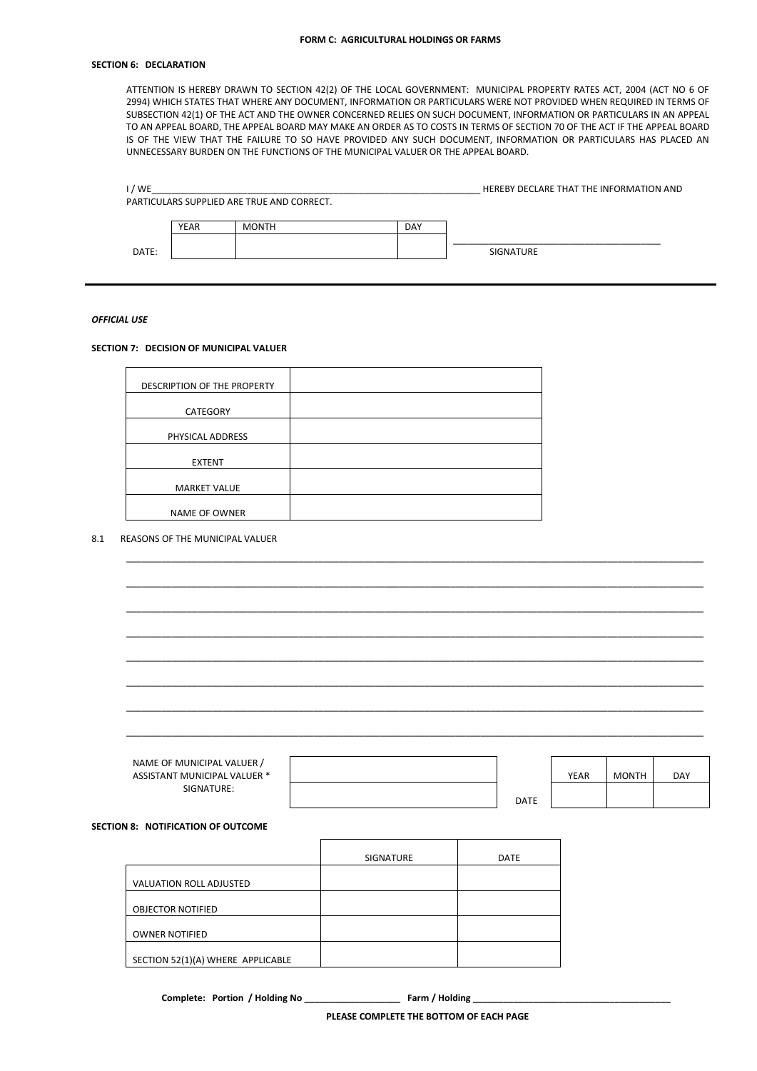FORM C: AGRICULTURAL HOLDINGS OR FARMS

**SECTION 6: DECLARATION**

ATTENTION IS HEREBY DRAWN TO SECTION 42(2) OF THE LOCAL GOVERNMENT: MUNICIPAL PROPERTY RATES ACT, 2004 (ACT NO 6 OF 2994) WHICH STATES THAT WHERE ANY DOCUMENT, INFORMATION OR PARTICULARS WERE NOT PROVIDED WHEN REQUIRED IN TERMS OF SUBSECTION 42(1) OF THE ACT AND THE OWNER CONCERNED RELIES ON SUCH DOCUMENT, INFORMATION OR PARTICULARS IN AN APPEAL TO AN APPEAL BOARD, THE APPEAL BOARD MAY MAKE AN ORDER AS TO COSTS IN TERMS OF SECTION 70 OF THE ACT IF THE APPEAL BOARD IS OF THE VIEW THAT THE FAILURE TO SO HAVE PROVIDED ANY SUCH DOCUMENT, INFORMATION OR PARTICULARS HAS PLACED AN UNNECESSARY BURDEN ON THE FUNCTIONS OF THE MUNICIPAL VALUER OR THE APPEAL BOARD.

I / WE_______________________________________________________________ HEREBY DECLARE THAT THE INFORMATION AND PARTICULARS SUPPLIED ARE TRUE AND CORRECT.

| | YEAR | MONTH | DAY |
|---|---|---|---|
| DATE: | | | |

_________________________________________
SIGNATURE

***OFFICIAL USE***

**SECTION 7: DECISION OF MUNICIPAL VALUER**

| | |
|---|---|
| DESCRIPTION OF THE PROPERTY | |
| CATEGORY | |
| PHYSICAL ADDRESS | |
| EXTENT | |
| MARKET VALUE | |
| NAME OF OWNER | |

8.1 REASONS OF THE MUNICIPAL VALUER

_____________________________________________________________________________________________________

_____________________________________________________________________________________________________

_____________________________________________________________________________________________________

_____________________________________________________________________________________________________

_____________________________________________________________________________________________________

_____________________________________________________________________________________________________

_____________________________________________________________________________________________________

_____________________________________________________________________________________________________

| | | | YEAR | MONTH | DAY |
|---|---|---|---|---|---|
| NAME OF MUNICIPAL VALUER / ASSISTANT MUNICIPAL VALUER * | | | | | |
| SIGNATURE: | | DATE | | | |

**SECTION 8: NOTIFICATION OF OUTCOME**

| | SIGNATURE | DATE |
|---|---|---|
| VALUATION ROLL ADJUSTED | | |
| OBJECTOR NOTIFIED | | |
| OWNER NOTIFIED | | |
| SECTION 52(1)(A) WHERE APPLICABLE | | |

**Complete: Portion / Holding No ___________________ Farm / Holding _______________________________________**

**PLEASE COMPLETE THE BOTTOM OF EACH PAGE**